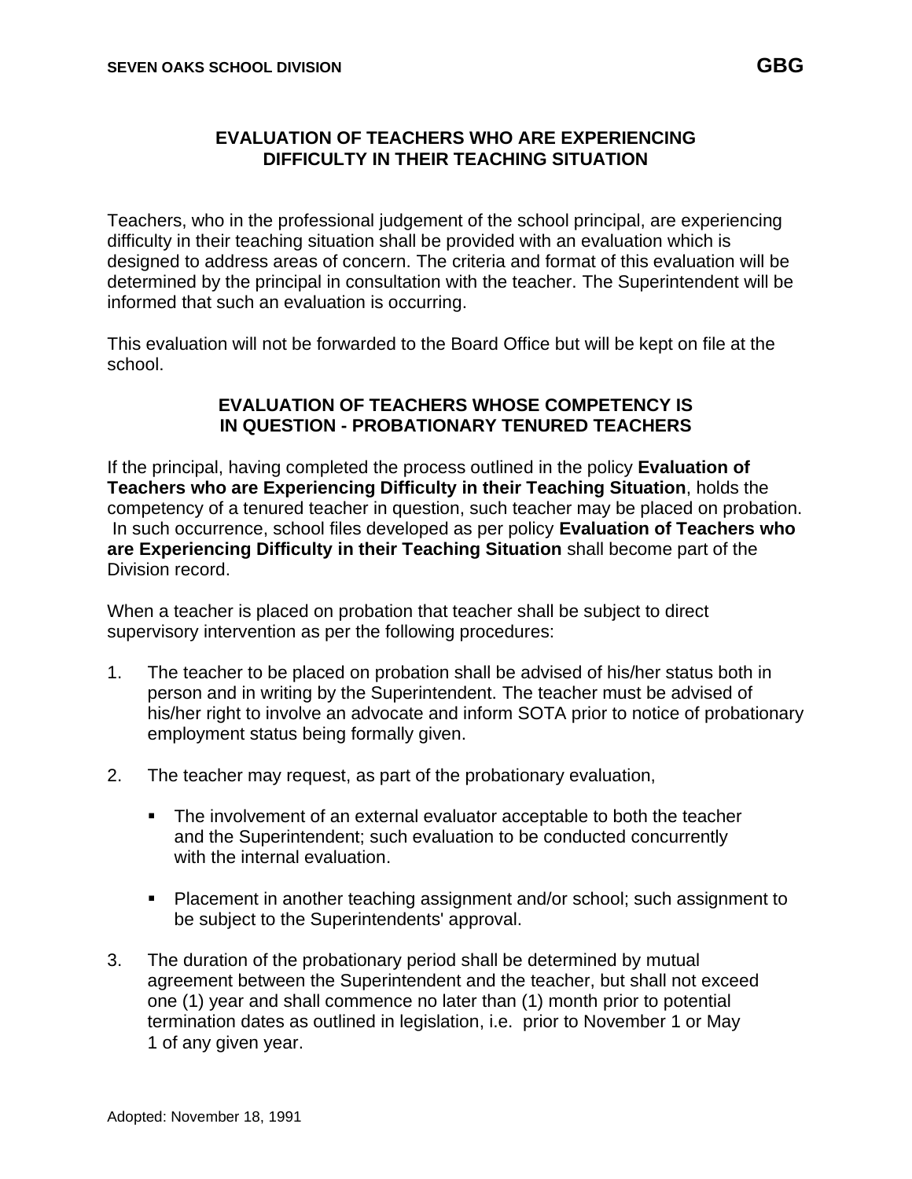SEVEN OAKS SCHOOL DIVISION **GBG**

## EVALUATION OF TEACHERS WHO ARE EXPERIENCING DIFFICULTY IN THEIR TEACHING SITUATION

Teachers, who in the professional judgement of the school principal, are experiencing difficulty in their teaching situation shall be provided with an evaluation which is designed to address areas of concern. The criteria and format of this evaluation will be determined by the principal in consultation with the teacher. The Superintendent will be informed that such an evaluation is occurring.

This evaluation will not be forwarded to the Board Office but will be kept on file at the school.

## EVALUATION OF TEACHERS WHOSE COMPETENCY IS IN QUESTION - PROBATIONARY TENURED TEACHERS

If the principal, having completed the process outlined in the policy **Evaluation of Teachers who are Experiencing Difficulty in their Teaching Situation**, holds the competency of a tenured teacher in question, such teacher may be placed on probation. In such occurrence, school files developed as per policy **Evaluation of Teachers who are Experiencing Difficulty in their Teaching Situation** shall become part of the Division record.

When a teacher is placed on probation that teacher shall be subject to direct supervisory intervention as per the following procedures:

1. The teacher to be placed on probation shall be advised of his/her status both in person and in writing by the Superintendent. The teacher must be advised of his/her right to involve an advocate and inform SOTA prior to notice of probationary employment status being formally given.

2. The teacher may request, as part of the probationary evaluation,

   - The involvement of an external evaluator acceptable to both the teacher and the Superintendent; such evaluation to be conducted concurrently with the internal evaluation.

   - Placement in another teaching assignment and/or school; such assignment to be subject to the Superintendents' approval.

3. The duration of the probationary period shall be determined by mutual agreement between the Superintendent and the teacher, but shall not exceed one (1) year and shall commence no later than (1) month prior to potential termination dates as outlined in legislation, i.e. prior to November 1 or May 1 of any given year.

Adopted: November 18, 1991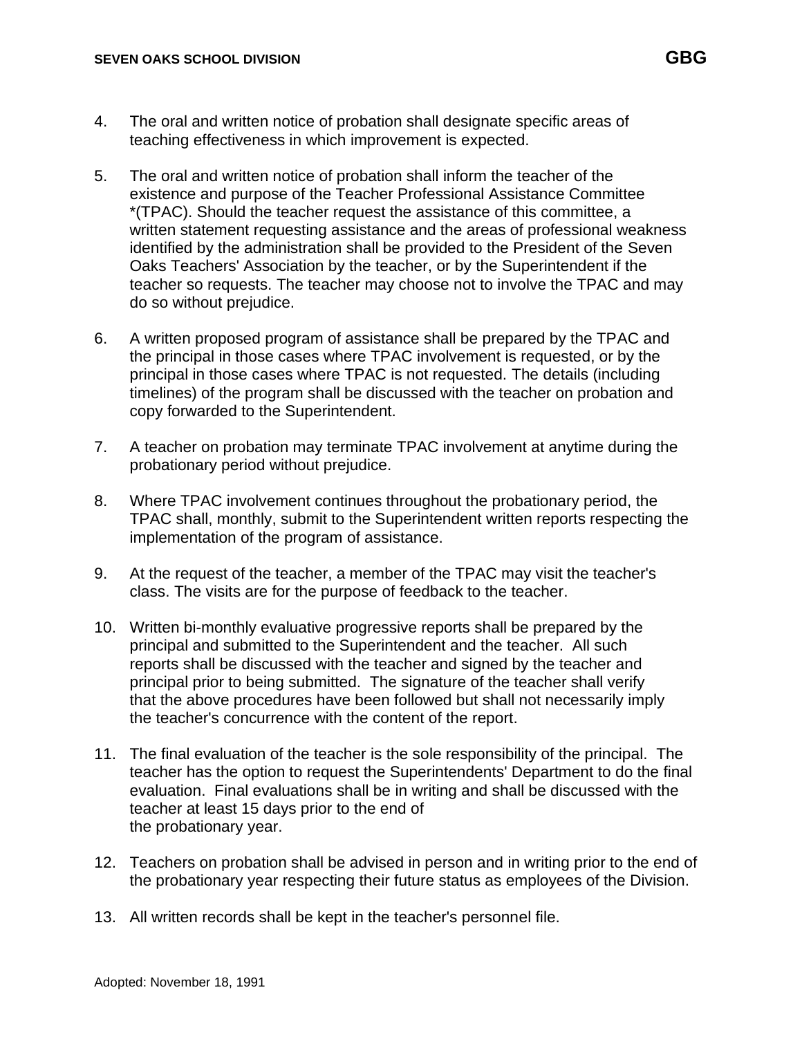4. The oral and written notice of probation shall designate specific areas of teaching effectiveness in which improvement is expected.

5. The oral and written notice of probation shall inform the teacher of the existence and purpose of the Teacher Professional Assistance Committee *(TPAC). Should the teacher request the assistance of this committee, a written statement requesting assistance and the areas of professional weakness identified by the administration shall be provided to the President of the Seven Oaks Teachers' Association by the teacher, or by the Superintendent if the teacher so requests. The teacher may choose not to involve the TPAC and may do so without prejudice.

6. A written proposed program of assistance shall be prepared by the TPAC and the principal in those cases where TPAC involvement is requested, or by the principal in those cases where TPAC is not requested. The details (including timelines) of the program shall be discussed with the teacher on probation and copy forwarded to the Superintendent.

7. A teacher on probation may terminate TPAC involvement at anytime during the probationary period without prejudice.

8. Where TPAC involvement continues throughout the probationary period, the TPAC shall, monthly, submit to the Superintendent written reports respecting the implementation of the program of assistance.

9. At the request of the teacher, a member of the TPAC may visit the teacher's class. The visits are for the purpose of feedback to the teacher.

10. Written bi-monthly evaluative progressive reports shall be prepared by the principal and submitted to the Superintendent and the teacher. All such reports shall be discussed with the teacher and signed by the teacher and principal prior to being submitted. The signature of the teacher shall verify that the above procedures have been followed but shall not necessarily imply the teacher's concurrence with the content of the report.

11. The final evaluation of the teacher is the sole responsibility of the principal. The teacher has the option to request the Superintendents' Department to do the final evaluation. Final evaluations shall be in writing and shall be discussed with the teacher at least 15 days prior to the end of the probationary year.

12. Teachers on probation shall be advised in person and in writing prior to the end of the probationary year respecting their future status as employees of the Division.

13. All written records shall be kept in the teacher's personnel file.

Adopted: November 18, 1991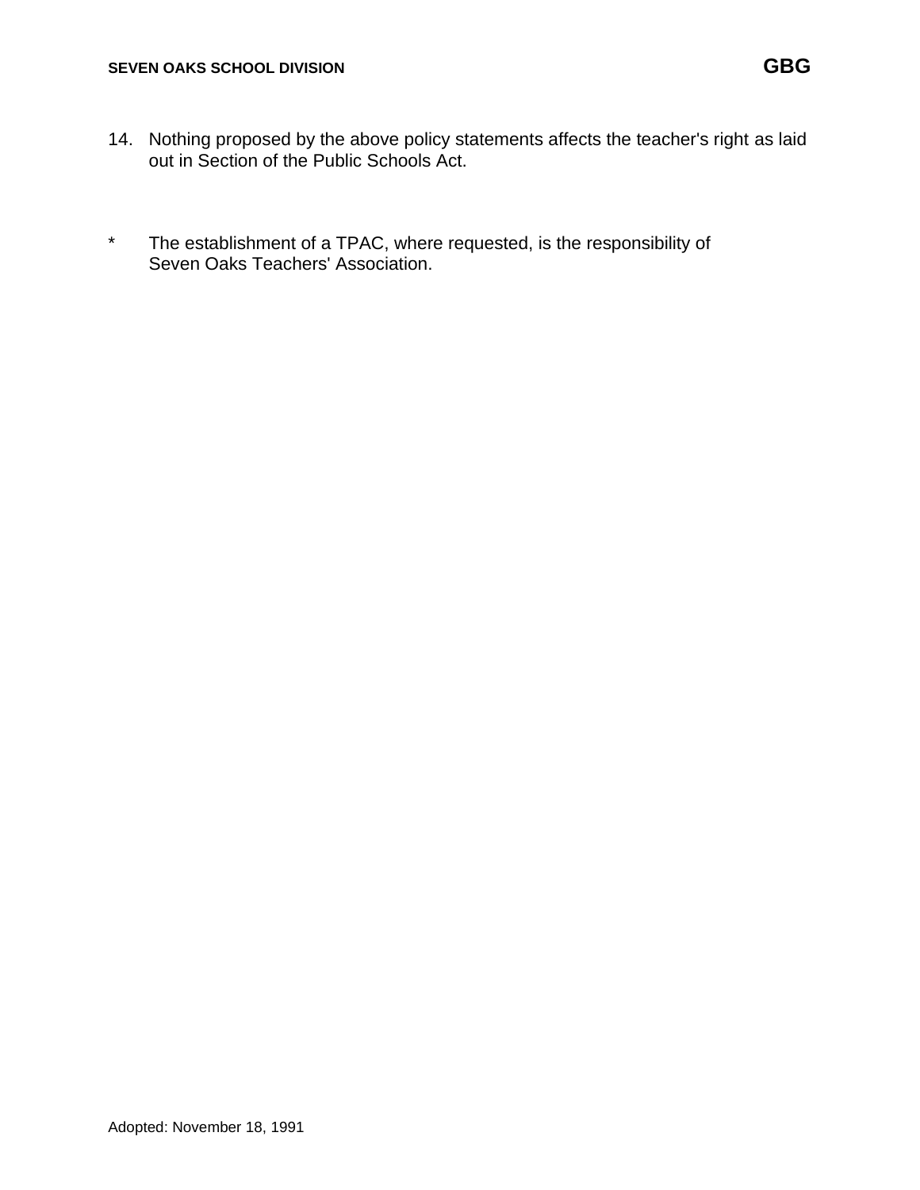14. Nothing proposed by the above policy statements affects the teacher's right as laid out in Section of the Public Schools Act.

* The establishment of a TPAC, where requested, is the responsibility of Seven Oaks Teachers' Association.

Adopted: November 18, 1991